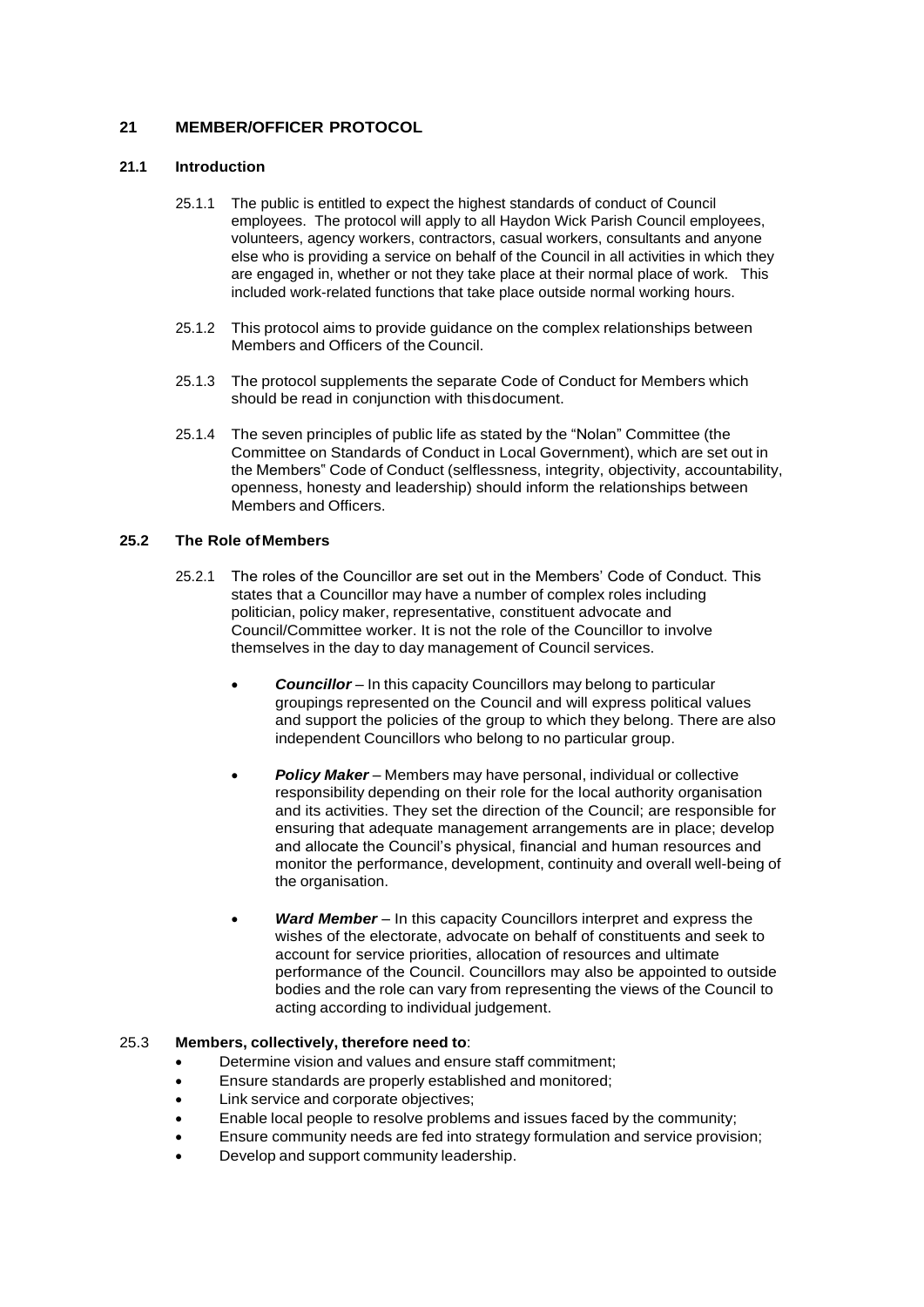## 21 MEMBER/OFFICER PROTOCOL

### 21.1 Introduction

25.1.1 The public is entitled to expect the highest standards of conduct of Council employees. The protocol will apply to all Haydon Wick Parish Council employees, volunteers, agency workers, contractors, casual workers, consultants and anyone else who is providing a service on behalf of the Council in all activities in which they are engaged in, whether or not they take place at their normal place of work. This included work-related functions that take place outside normal working hours.

25.1.2 This protocol aims to provide guidance on the complex relationships between Members and Officers of the Council.

25.1.3 The protocol supplements the separate Code of Conduct for Members which should be read in conjunction with thisdocument.

25.1.4 The seven principles of public life as stated by the "Nolan" Committee (the Committee on Standards of Conduct in Local Government), which are set out in the Members" Code of Conduct (selflessness, integrity, objectivity, accountability, openness, honesty and leadership) should inform the relationships between Members and Officers.

### 25.2 The Role of Members

25.2.1 The roles of the Councillor are set out in the Members' Code of Conduct. This states that a Councillor may have a number of complex roles including politician, policy maker, representative, constituent advocate and Council/Committee worker. It is not the role of the Councillor to involve themselves in the day to day management of Council services.

- ***Councillor*** – In this capacity Councillors may belong to particular groupings represented on the Council and will express political values and support the policies of the group to which they belong. There are also independent Councillors who belong to no particular group.

- ***Policy Maker*** – Members may have personal, individual or collective responsibility depending on their role for the local authority organisation and its activities. They set the direction of the Council; are responsible for ensuring that adequate management arrangements are in place; develop and allocate the Council's physical, financial and human resources and monitor the performance, development, continuity and overall well-being of the organisation.

- ***Ward Member*** – In this capacity Councillors interpret and express the wishes of the electorate, advocate on behalf of constituents and seek to account for service priorities, allocation of resources and ultimate performance of the Council. Councillors may also be appointed to outside bodies and the role can vary from representing the views of the Council to acting according to individual judgement.

25.3 **Members, collectively, therefore need to**:

- Determine vision and values and ensure staff commitment;
- Ensure standards are properly established and monitored;
- Link service and corporate objectives;
- Enable local people to resolve problems and issues faced by the community;
- Ensure community needs are fed into strategy formulation and service provision;
- Develop and support community leadership.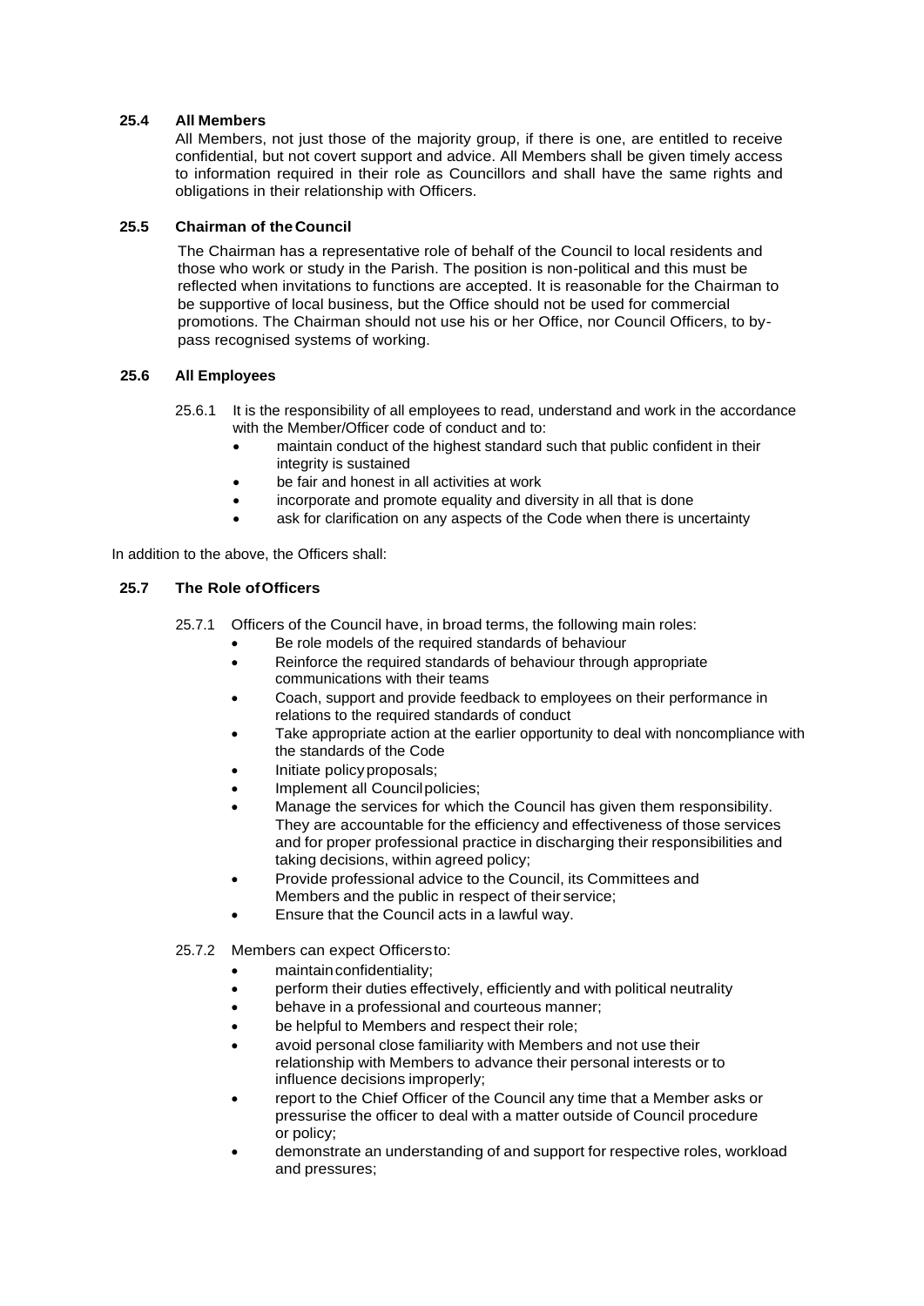### 25.4 All Members

All Members, not just those of the majority group, if there is one, are entitled to receive confidential, but not covert support and advice. All Members shall be given timely access to information required in their role as Councillors and shall have the same rights and obligations in their relationship with Officers.

### 25.5 Chairman of the Council

The Chairman has a representative role of behalf of the Council to local residents and those who work or study in the Parish. The position is non-political and this must be reflected when invitations to functions are accepted. It is reasonable for the Chairman to be supportive of local business, but the Office should not be used for commercial promotions. The Chairman should not use his or her Office, nor Council Officers, to by-pass recognised systems of working.

### 25.6 All Employees

25.6.1 It is the responsibility of all employees to read, understand and work in the accordance with the Member/Officer code of conduct and to:

- maintain conduct of the highest standard such that public confident in their integrity is sustained
- be fair and honest in all activities at work
- incorporate and promote equality and diversity in all that is done
- ask for clarification on any aspects of the Code when there is uncertainty

In addition to the above, the Officers shall:

### 25.7 The Role of Officers

25.7.1 Officers of the Council have, in broad terms, the following main roles:

- Be role models of the required standards of behaviour
- Reinforce the required standards of behaviour through appropriate communications with their teams
- Coach, support and provide feedback to employees on their performance in relations to the required standards of conduct
- Take appropriate action at the earlier opportunity to deal with noncompliance with the standards of the Code
- Initiate policy proposals;
- Implement all Council policies;
- Manage the services for which the Council has given them responsibility. They are accountable for the efficiency and effectiveness of those services and for proper professional practice in discharging their responsibilities and taking decisions, within agreed policy;
- Provide professional advice to the Council, its Committees and Members and the public in respect of their service;
- Ensure that the Council acts in a lawful way.

25.7.2 Members can expect Officers to:

- maintain confidentiality;
- perform their duties effectively, efficiently and with political neutrality
- behave in a professional and courteous manner;
- be helpful to Members and respect their role;
- avoid personal close familiarity with Members and not use their relationship with Members to advance their personal interests or to influence decisions improperly;
- report to the Chief Officer of the Council any time that a Member asks or pressurise the officer to deal with a matter outside of Council procedure or policy;
- demonstrate an understanding of and support for respective roles, workload and pressures;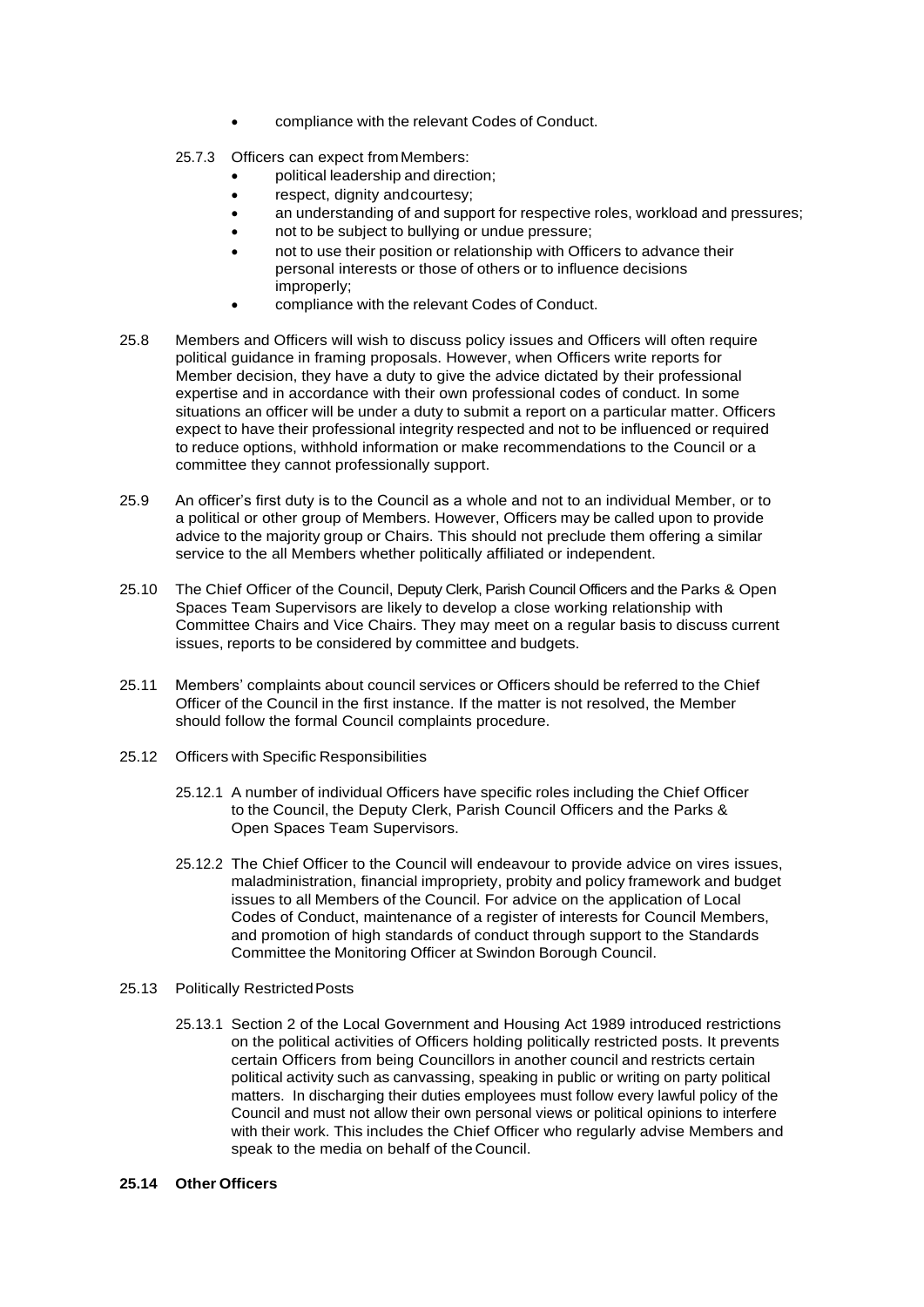- compliance with the relevant Codes of Conduct.

25.7.3 Officers can expect from Members:

- political leadership and direction;
- respect, dignity and courtesy;
- an understanding of and support for respective roles, workload and pressures;
- not to be subject to bullying or undue pressure;
- not to use their position or relationship with Officers to advance their personal interests or those of others or to influence decisions improperly;
- compliance with the relevant Codes of Conduct.

25.8 Members and Officers will wish to discuss policy issues and Officers will often require political guidance in framing proposals. However, when Officers write reports for Member decision, they have a duty to give the advice dictated by their professional expertise and in accordance with their own professional codes of conduct. In some situations an officer will be under a duty to submit a report on a particular matter. Officers expect to have their professional integrity respected and not to be influenced or required to reduce options, withhold information or make recommendations to the Council or a committee they cannot professionally support.

25.9 An officer's first duty is to the Council as a whole and not to an individual Member, or to a political or other group of Members. However, Officers may be called upon to provide advice to the majority group or Chairs. This should not preclude them offering a similar service to the all Members whether politically affiliated or independent.

25.10 The Chief Officer of the Council, Deputy Clerk, Parish Council Officers and the Parks & Open Spaces Team Supervisors are likely to develop a close working relationship with Committee Chairs and Vice Chairs. They may meet on a regular basis to discuss current issues, reports to be considered by committee and budgets.

25.11 Members' complaints about council services or Officers should be referred to the Chief Officer of the Council in the first instance. If the matter is not resolved, the Member should follow the formal Council complaints procedure.

25.12 Officers with Specific Responsibilities

25.12.1 A number of individual Officers have specific roles including the Chief Officer to the Council, the Deputy Clerk, Parish Council Officers and the Parks & Open Spaces Team Supervisors.

25.12.2 The Chief Officer to the Council will endeavour to provide advice on vires issues, maladministration, financial impropriety, probity and policy framework and budget issues to all Members of the Council. For advice on the application of Local Codes of Conduct, maintenance of a register of interests for Council Members, and promotion of high standards of conduct through support to the Standards Committee the Monitoring Officer at Swindon Borough Council.

25.13 Politically Restricted Posts

25.13.1 Section 2 of the Local Government and Housing Act 1989 introduced restrictions on the political activities of Officers holding politically restricted posts. It prevents certain Officers from being Councillors in another council and restricts certain political activity such as canvassing, speaking in public or writing on party political matters. In discharging their duties employees must follow every lawful policy of the Council and must not allow their own personal views or political opinions to interfere with their work. This includes the Chief Officer who regularly advise Members and speak to the media on behalf of the Council.

**25.14 Other Officers**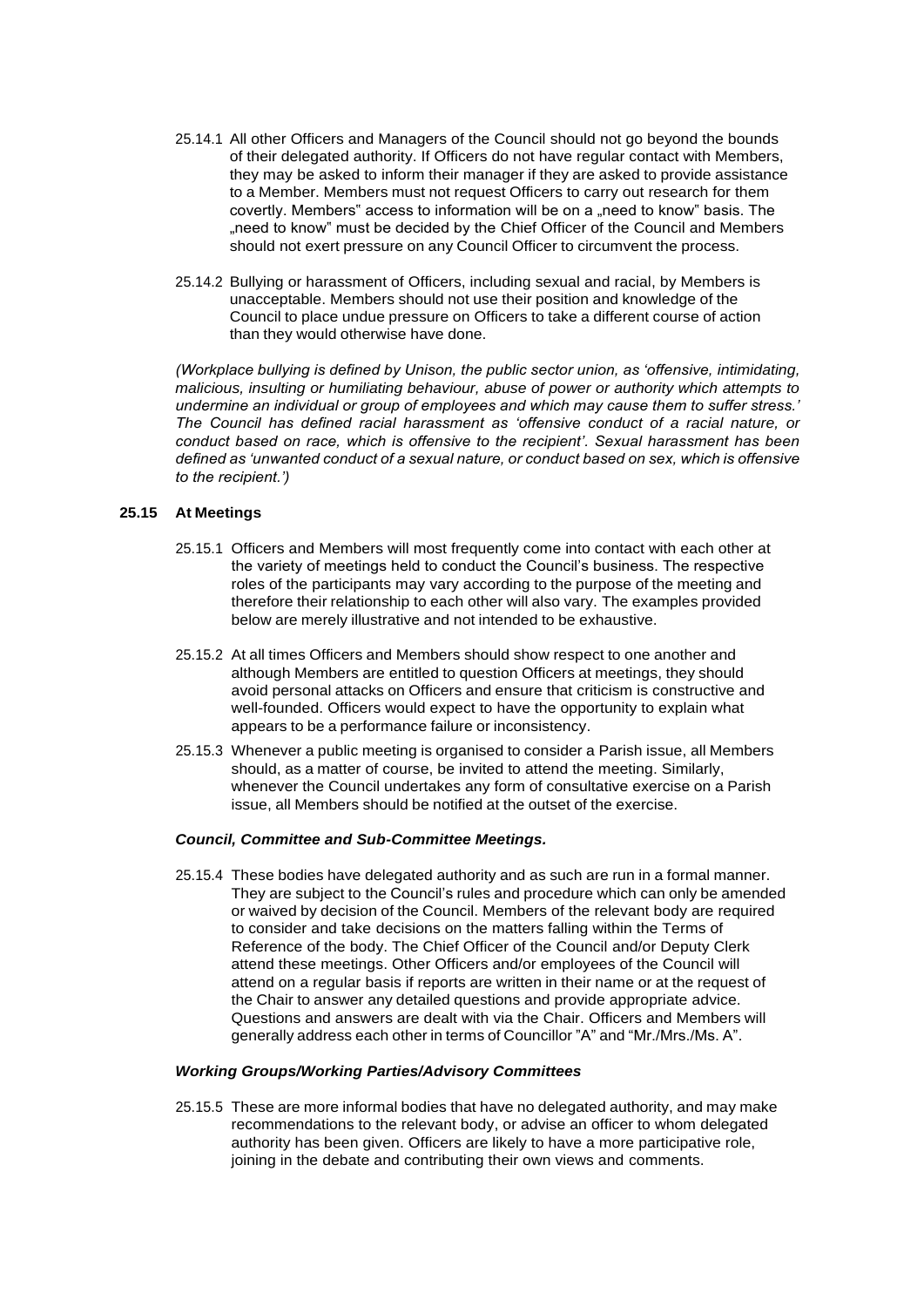25.14.1 All other Officers and Managers of the Council should not go beyond the bounds of their delegated authority. If Officers do not have regular contact with Members, they may be asked to inform their manager if they are asked to provide assistance to a Member. Members must not request Officers to carry out research for them covertly. Members" access to information will be on a „need to know" basis. The „need to know" must be decided by the Chief Officer of the Council and Members should not exert pressure on any Council Officer to circumvent the process.

25.14.2 Bullying or harassment of Officers, including sexual and racial, by Members is unacceptable. Members should not use their position and knowledge of the Council to place undue pressure on Officers to take a different course of action than they would otherwise have done.

*(Workplace bullying is defined by Unison, the public sector union, as 'offensive, intimidating, malicious, insulting or humiliating behaviour, abuse of power or authority which attempts to undermine an individual or group of employees and which may cause them to suffer stress.' The Council has defined racial harassment as 'offensive conduct of a racial nature, or conduct based on race, which is offensive to the recipient'. Sexual harassment has been defined as 'unwanted conduct of a sexual nature, or conduct based on sex, which is offensive to the recipient.')*

### 25.15 At Meetings

25.15.1 Officers and Members will most frequently come into contact with each other at the variety of meetings held to conduct the Council's business. The respective roles of the participants may vary according to the purpose of the meeting and therefore their relationship to each other will also vary. The examples provided below are merely illustrative and not intended to be exhaustive.

25.15.2 At all times Officers and Members should show respect to one another and although Members are entitled to question Officers at meetings, they should avoid personal attacks on Officers and ensure that criticism is constructive and well-founded. Officers would expect to have the opportunity to explain what appears to be a performance failure or inconsistency.

25.15.3 Whenever a public meeting is organised to consider a Parish issue, all Members should, as a matter of course, be invited to attend the meeting. Similarly, whenever the Council undertakes any form of consultative exercise on a Parish issue, all Members should be notified at the outset of the exercise.

***Council, Committee and Sub-Committee Meetings.***

25.15.4 These bodies have delegated authority and as such are run in a formal manner. They are subject to the Council's rules and procedure which can only be amended or waived by decision of the Council. Members of the relevant body are required to consider and take decisions on the matters falling within the Terms of Reference of the body. The Chief Officer of the Council and/or Deputy Clerk attend these meetings. Other Officers and/or employees of the Council will attend on a regular basis if reports are written in their name or at the request of the Chair to answer any detailed questions and provide appropriate advice. Questions and answers are dealt with via the Chair. Officers and Members will generally address each other in terms of Councillor "A" and "Mr./Mrs./Ms. A".

***Working Groups/Working Parties/Advisory Committees***

25.15.5 These are more informal bodies that have no delegated authority, and may make recommendations to the relevant body, or advise an officer to whom delegated authority has been given. Officers are likely to have a more participative role, joining in the debate and contributing their own views and comments.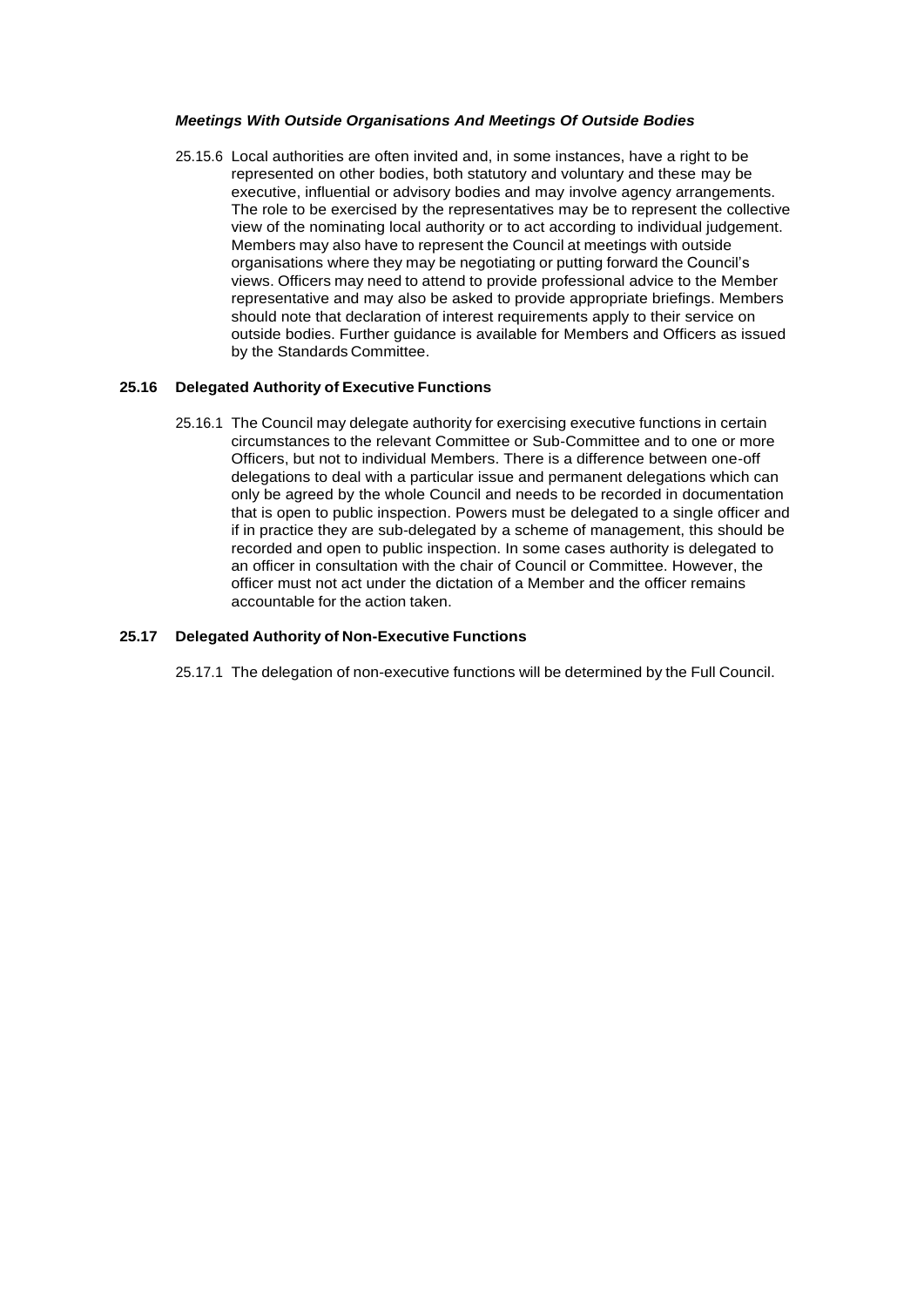### *Meetings With Outside Organisations And Meetings Of Outside Bodies*

25.15.6 Local authorities are often invited and, in some instances, have a right to be represented on other bodies, both statutory and voluntary and these may be executive, influential or advisory bodies and may involve agency arrangements. The role to be exercised by the representatives may be to represent the collective view of the nominating local authority or to act according to individual judgement. Members may also have to represent the Council at meetings with outside organisations where they may be negotiating or putting forward the Council's views. Officers may need to attend to provide professional advice to the Member representative and may also be asked to provide appropriate briefings. Members should note that declaration of interest requirements apply to their service on outside bodies. Further guidance is available for Members and Officers as issued by the Standards Committee.

## 25.16 Delegated Authority of Executive Functions

25.16.1 The Council may delegate authority for exercising executive functions in certain circumstances to the relevant Committee or Sub-Committee and to one or more Officers, but not to individual Members. There is a difference between one-off delegations to deal with a particular issue and permanent delegations which can only be agreed by the whole Council and needs to be recorded in documentation that is open to public inspection. Powers must be delegated to a single officer and if in practice they are sub-delegated by a scheme of management, this should be recorded and open to public inspection. In some cases authority is delegated to an officer in consultation with the chair of Council or Committee. However, the officer must not act under the dictation of a Member and the officer remains accountable for the action taken.

## 25.17 Delegated Authority of Non-Executive Functions

25.17.1 The delegation of non-executive functions will be determined by the Full Council.